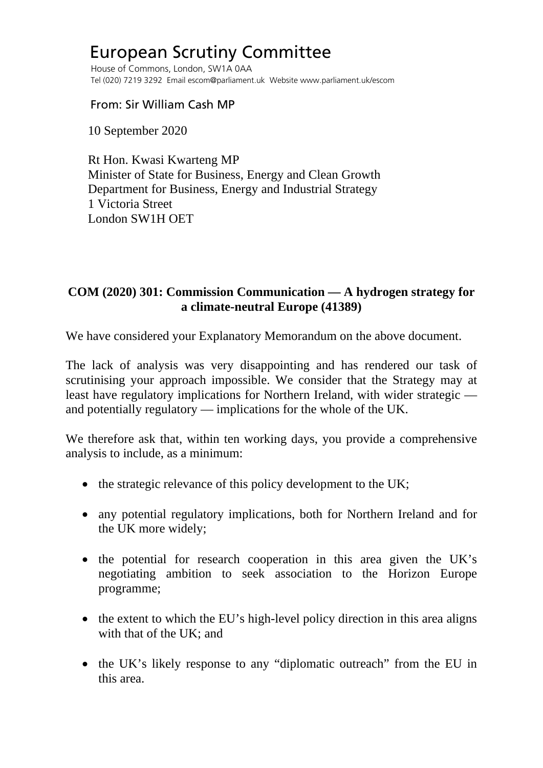# European Scrutiny Committee

House of Commons, London, SW1A 0AA
Tel (020) 7219 3292 Email escom@parliament.uk Website www.parliament.uk/escom

From: Sir William Cash MP

10 September 2020

Rt Hon. Kwasi Kwarteng MP
Minister of State for Business, Energy and Clean Growth
Department for Business, Energy and Industrial Strategy
1 Victoria Street
London SW1H OET

**COM (2020) 301: Commission Communication — A hydrogen strategy for a climate-neutral Europe (41389)**

We have considered your Explanatory Memorandum on the above document.

The lack of analysis was very disappointing and has rendered our task of scrutinising your approach impossible. We consider that the Strategy may at least have regulatory implications for Northern Ireland, with wider strategic — and potentially regulatory — implications for the whole of the UK.

We therefore ask that, within ten working days, you provide a comprehensive analysis to include, as a minimum:

- the strategic relevance of this policy development to the UK;
- any potential regulatory implications, both for Northern Ireland and for the UK more widely;
- the potential for research cooperation in this area given the UK's negotiating ambition to seek association to the Horizon Europe programme;
- the extent to which the EU's high-level policy direction in this area aligns with that of the UK; and
- the UK's likely response to any "diplomatic outreach" from the EU in this area.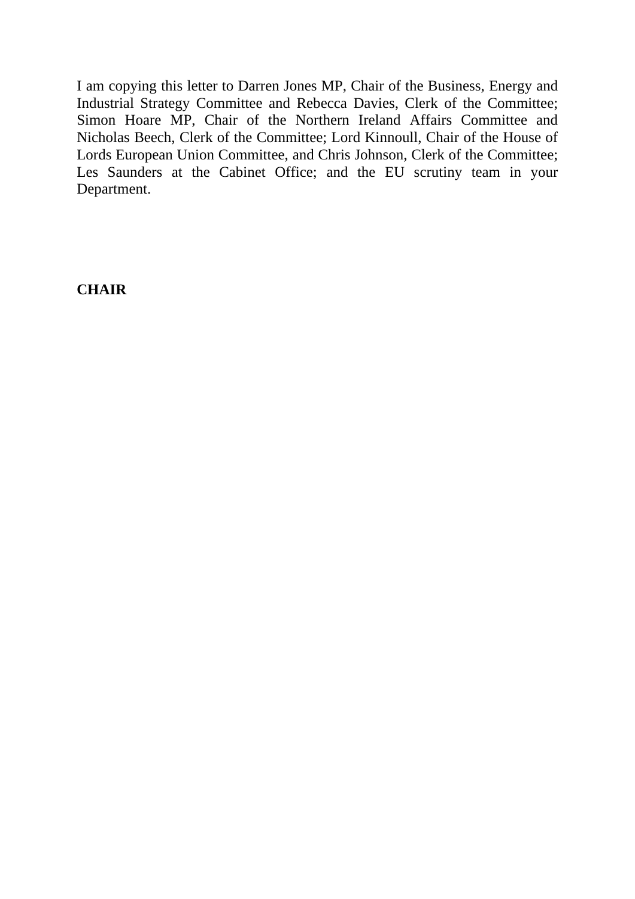I am copying this letter to Darren Jones MP, Chair of the Business, Energy and Industrial Strategy Committee and Rebecca Davies, Clerk of the Committee; Simon Hoare MP, Chair of the Northern Ireland Affairs Committee and Nicholas Beech, Clerk of the Committee; Lord Kinnoull, Chair of the House of Lords European Union Committee, and Chris Johnson, Clerk of the Committee; Les Saunders at the Cabinet Office; and the EU scrutiny team in your Department.

**CHAIR**